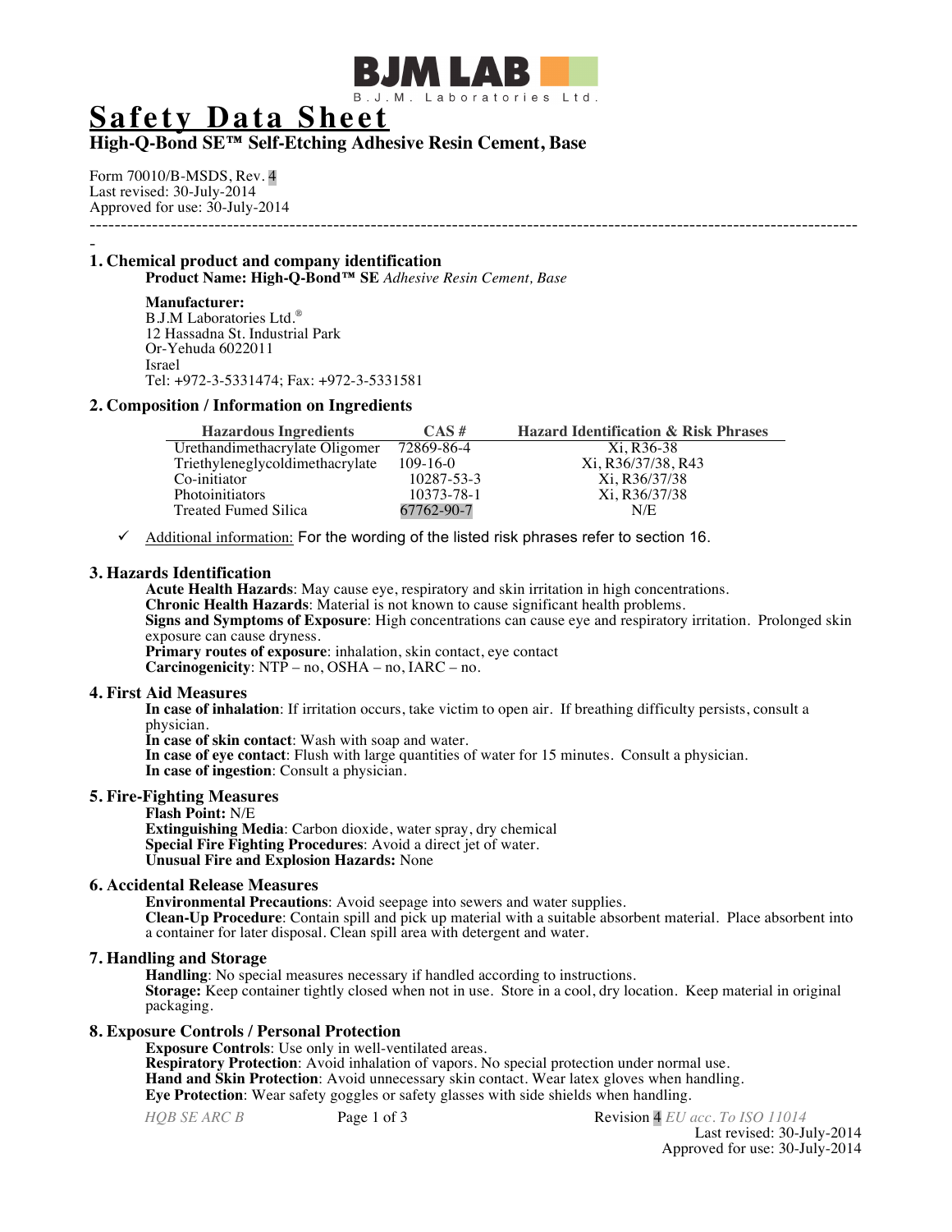BJM LAB

B.J.M. Laboratories Ltd.

# Safety Data Sheet

## High-Q-Bond SE™ Self-Etching Adhesive Resin Cement, Base

Form 70010/B-MSDS, Rev. 4
Last revised: 30-July-2014
Approved for use: 30-July-2014

---

## 1. Chemical product and company identification

**Product Name: High-Q-Bond™ SE** *Adhesive Resin Cement, Base*

**Manufacturer:**
B.J.M Laboratories Ltd.®
12 Hassadna St. Industrial Park
Or-Yehuda 6022011
Israel
Tel: +972-3-5331474; Fax: +972-3-5331581

## 2. Composition / Information on Ingredients

| Hazardous Ingredients | CAS # | Hazard Identification & Risk Phrases |
|---|---|---|
| Urethandimethacrylate Oligomer | 72869-86-4 | Xi, R36-38 |
| Triethyleneglycoldimethacrylate | 109-16-0 | Xi, R36/37/38, R43 |
| Co-initiator | 10287-53-3 | Xi, R36/37/38 |
| Photoinitiators | 10373-78-1 | Xi, R36/37/38 |
| Treated Fumed Silica | 67762-90-7 | N/E |

✓ Additional information: For the wording of the listed risk phrases refer to section 16.

## 3. Hazards Identification

**Acute Health Hazards**: May cause eye, respiratory and skin irritation in high concentrations.
**Chronic Health Hazards**: Material is not known to cause significant health problems.
**Signs and Symptoms of Exposure**: High concentrations can cause eye and respiratory irritation. Prolonged skin exposure can cause dryness.
**Primary routes of exposure**: inhalation, skin contact, eye contact
**Carcinogenicity**: NTP – no, OSHA – no, IARC – no.

## 4. First Aid Measures

**In case of inhalation**: If irritation occurs, take victim to open air. If breathing difficulty persists, consult a physician.
**In case of skin contact**: Wash with soap and water.
**In case of eye contact**: Flush with large quantities of water for 15 minutes. Consult a physician.
**In case of ingestion**: Consult a physician.

## 5. Fire-Fighting Measures

**Flash Point:** N/E
**Extinguishing Media**: Carbon dioxide, water spray, dry chemical
**Special Fire Fighting Procedures**: Avoid a direct jet of water.
**Unusual Fire and Explosion Hazards:** None

## 6. Accidental Release Measures

**Environmental Precautions**: Avoid seepage into sewers and water supplies.
**Clean-Up Procedure**: Contain spill and pick up material with a suitable absorbent material. Place absorbent into a container for later disposal. Clean spill area with detergent and water.

## 7. Handling and Storage

**Handling**: No special measures necessary if handled according to instructions.
**Storage:** Keep container tightly closed when not in use. Store in a cool, dry location. Keep material in original packaging.

## 8. Exposure Controls / Personal Protection

**Exposure Controls**: Use only in well-ventilated areas.
**Respiratory Protection**: Avoid inhalation of vapors. No special protection under normal use.
**Hand and Skin Protection**: Avoid unnecessary skin contact. Wear latex gloves when handling.
**Eye Protection**: Wear safety goggles or safety glasses with side shields when handling.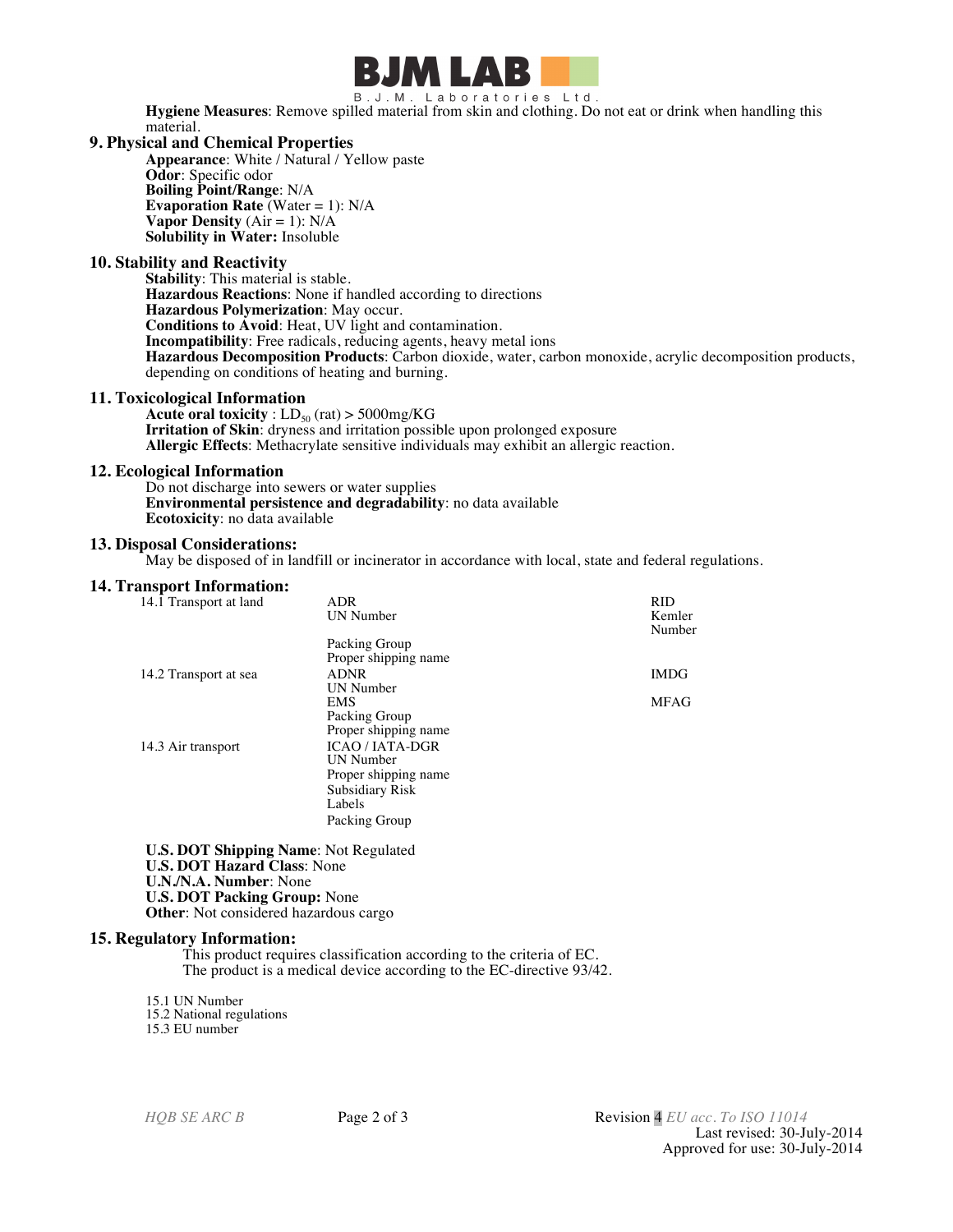**Hygiene Measures**: Remove spilled material from skin and clothing. Do not eat or drink when handling this material.

## 9. Physical and Chemical Properties

**Appearance**: White / Natural / Yellow paste
**Odor**: Specific odor
**Boiling Point/Range**: N/A
**Evaporation Rate** (Water = 1): N/A
**Vapor Density** (Air = 1): N/A
**Solubility in Water:** Insoluble

## 10. Stability and Reactivity

**Stability**: This material is stable.
**Hazardous Reactions**: None if handled according to directions
**Hazardous Polymerization**: May occur.
**Conditions to Avoid**: Heat, UV light and contamination.
**Incompatibility**: Free radicals, reducing agents, heavy metal ions
**Hazardous Decomposition Products**: Carbon dioxide, water, carbon monoxide, acrylic decomposition products, depending on conditions of heating and burning.

## 11. Toxicological Information

**Acute oral toxicity** : $LD_{50}$ (rat) > 5000mg/KG
**Irritation of Skin**: dryness and irritation possible upon prolonged exposure
**Allergic Effects**: Methacrylate sensitive individuals may exhibit an allergic reaction.

## 12. Ecological Information

Do not discharge into sewers or water supplies
**Environmental persistence and degradability**: no data available
**Ecotoxicity**: no data available

## 13. Disposal Considerations:

May be disposed of in landfill or incinerator in accordance with local, state and federal regulations.

## 14. Transport Information:

| | | |
|---|---|---|
| 14.1 Transport at land | ADR | RID |
| | UN Number | Kemler Number |
| | Packing Group | |
| | Proper shipping name | |
| 14.2 Transport at sea | ADNR | IMDG |
| | UN Number | |
| | EMS | MFAG |
| | Packing Group | |
| | Proper shipping name | |
| 14.3 Air transport | ICAO / IATA-DGR | |
| | UN Number | |
| | Proper shipping name | |
| | Subsidiary Risk | |
| | Labels | |
| | Packing Group | |

**U.S. DOT Shipping Name**: Not Regulated
**U.S. DOT Hazard Class**: None
**U.N./N.A. Number**: None
**U.S. DOT Packing Group:** None
**Other**: Not considered hazardous cargo

## 15. Regulatory Information:

This product requires classification according to the criteria of EC.
The product is a medical device according to the EC-directive 93/42.

15.1 UN Number
15.2 National regulations
15.3 EU number

*HQB SE ARC B* Revision 4 *EU acc. To ISO 11014*
Last revised: 30-July-2014
Approved for use: 30-July-2014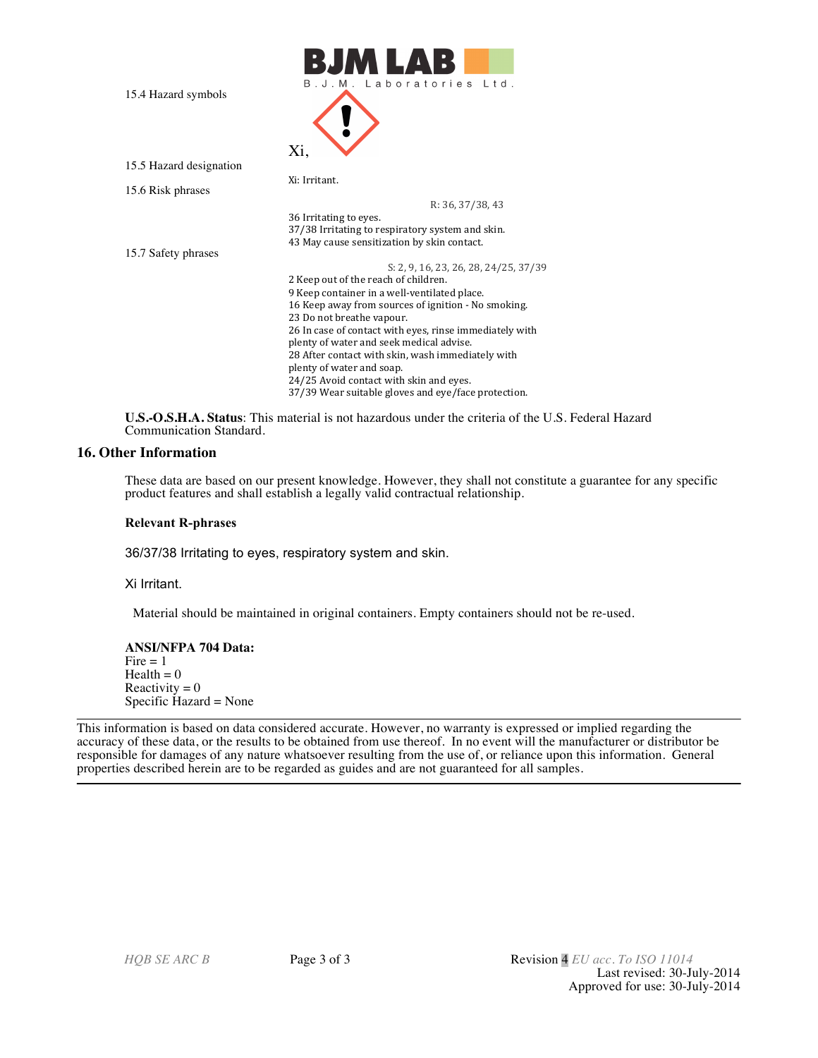15.4 Hazard symbols

Xi,

15.5 Hazard designation

Xi: Irritant.

15.6 Risk phrases

R: 36, 37/38, 43

36 Irritating to eyes.
37/38 Irritating to respiratory system and skin.
43 May cause sensitization by skin contact.

15.7 Safety phrases

S: 2, 9, 16, 23, 26, 28, 24/25, 37/39

2 Keep out of the reach of children.
9 Keep container in a well-ventilated place.
16 Keep away from sources of ignition - No smoking.
23 Do not breathe vapour.
26 In case of contact with eyes, rinse immediately with plenty of water and seek medical advise.
28 After contact with skin, wash immediately with plenty of water and soap.
24/25 Avoid contact with skin and eyes.
37/39 Wear suitable gloves and eye/face protection.

**U.S.-O.S.H.A. Status**: This material is not hazardous under the criteria of the U.S. Federal Hazard Communication Standard.

## 16. Other Information

These data are based on our present knowledge. However, they shall not constitute a guarantee for any specific product features and shall establish a legally valid contractual relationship.

**Relevant R-phrases**

36/37/38 Irritating to eyes, respiratory system and skin.

Xi Irritant.

Material should be maintained in original containers. Empty containers should not be re-used.

**ANSI/NFPA 704 Data:**
Fire = 1
Health = 0
Reactivity = 0
Specific Hazard = None

---

This information is based on data considered accurate. However, no warranty is expressed or implied regarding the accuracy of these data, or the results to be obtained from use thereof. In no event will the manufacturer or distributor be responsible for damages of any nature whatsoever resulting from the use of, or reliance upon this information. General properties described herein are to be regarded as guides and are not guaranteed for all samples.

---

*HQB SE ARC B*

Revision 4 *EU acc. To ISO 11014*
Last revised: 30-July-2014
Approved for use: 30-July-2014